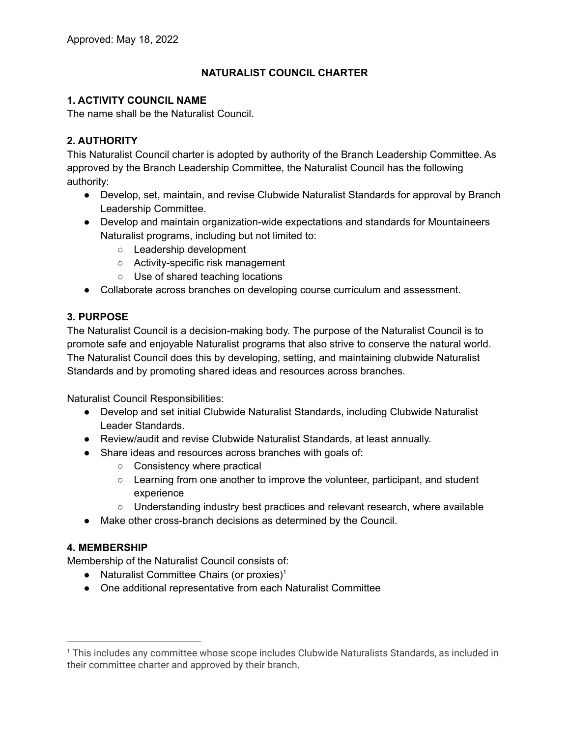Approved: May 18, 2022

# NATURALIST COUNCIL CHARTER

## 1. ACTIVITY COUNCIL NAME

The name shall be the Naturalist Council.

## 2. AUTHORITY

This Naturalist Council charter is adopted by authority of the Branch Leadership Committee. As approved by the Branch Leadership Committee, the Naturalist Council has the following authority:

- Develop, set, maintain, and revise Clubwide Naturalist Standards for approval by Branch Leadership Committee.
- Develop and maintain organization-wide expectations and standards for Mountaineers Naturalist programs, including but not limited to:
  - Leadership development
  - Activity-specific risk management
  - Use of shared teaching locations
- Collaborate across branches on developing course curriculum and assessment.

## 3. PURPOSE

The Naturalist Council is a decision-making body. The purpose of the Naturalist Council is to promote safe and enjoyable Naturalist programs that also strive to conserve the natural world. The Naturalist Council does this by developing, setting, and maintaining clubwide Naturalist Standards and by promoting shared ideas and resources across branches.

Naturalist Council Responsibilities:

- Develop and set initial Clubwide Naturalist Standards, including Clubwide Naturalist Leader Standards.
- Review/audit and revise Clubwide Naturalist Standards, at least annually.
- Share ideas and resources across branches with goals of:
  - Consistency where practical
  - Learning from one another to improve the volunteer, participant, and student experience
  - Understanding industry best practices and relevant research, where available
- Make other cross-branch decisions as determined by the Council.

## 4. MEMBERSHIP

Membership of the Naturalist Council consists of:

- Naturalist Committee Chairs (or proxies)[1]
- One additional representative from each Naturalist Committee

---

[1] This includes any committee whose scope includes Clubwide Naturalists Standards, as included in their committee charter and approved by their branch.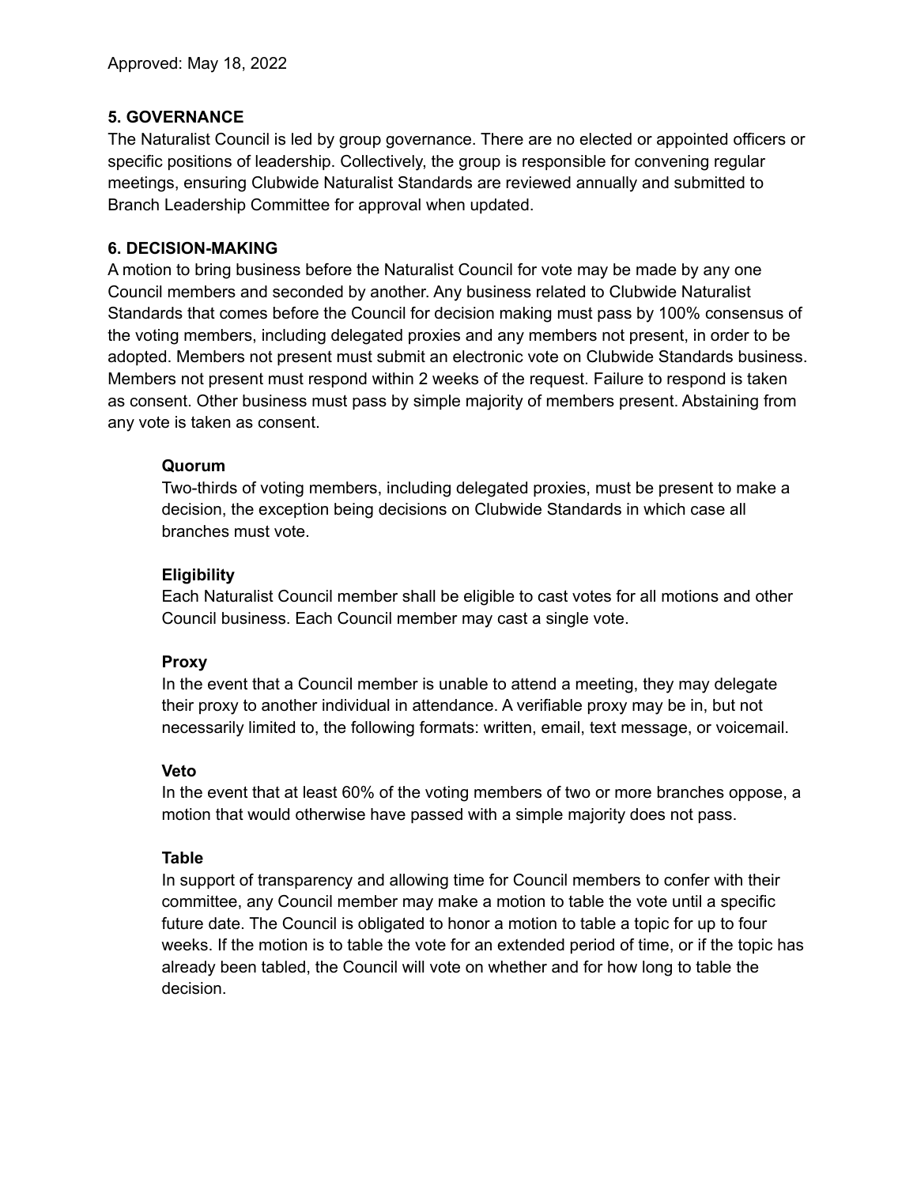Approved: May 18, 2022

**5. GOVERNANCE**

The Naturalist Council is led by group governance. There are no elected or appointed officers or specific positions of leadership. Collectively, the group is responsible for convening regular meetings, ensuring Clubwide Naturalist Standards are reviewed annually and submitted to Branch Leadership Committee for approval when updated.

**6. DECISION-MAKING**

A motion to bring business before the Naturalist Council for vote may be made by any one Council members and seconded by another. Any business related to Clubwide Naturalist Standards that comes before the Council for decision making must pass by 100% consensus of the voting members, including delegated proxies and any members not present, in order to be adopted. Members not present must submit an electronic vote on Clubwide Standards business. Members not present must respond within 2 weeks of the request. Failure to respond is taken as consent. Other business must pass by simple majority of members present. Abstaining from any vote is taken as consent.

**Quorum**

Two-thirds of voting members, including delegated proxies, must be present to make a decision, the exception being decisions on Clubwide Standards in which case all branches must vote.

**Eligibility**

Each Naturalist Council member shall be eligible to cast votes for all motions and other Council business. Each Council member may cast a single vote.

**Proxy**

In the event that a Council member is unable to attend a meeting, they may delegate their proxy to another individual in attendance. A verifiable proxy may be in, but not necessarily limited to, the following formats: written, email, text message, or voicemail.

**Veto**

In the event that at least 60% of the voting members of two or more branches oppose, a motion that would otherwise have passed with a simple majority does not pass.

**Table**

In support of transparency and allowing time for Council members to confer with their committee, any Council member may make a motion to table the vote until a specific future date. The Council is obligated to honor a motion to table a topic for up to four weeks. If the motion is to table the vote for an extended period of time, or if the topic has already been tabled, the Council will vote on whether and for how long to table the decision.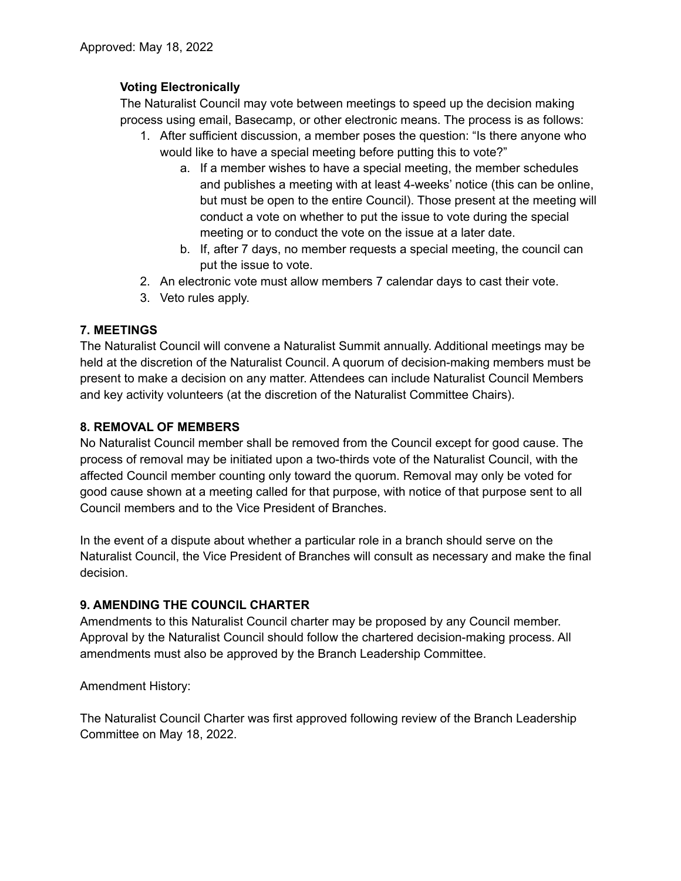### Voting Electronically

The Naturalist Council may vote between meetings to speed up the decision making process using email, Basecamp, or other electronic means. The process is as follows:

1. After sufficient discussion, a member poses the question: "Is there anyone who would like to have a special meeting before putting this to vote?"
   a. If a member wishes to have a special meeting, the member schedules and publishes a meeting with at least 4-weeks' notice (this can be online, but must be open to the entire Council). Those present at the meeting will conduct a vote on whether to put the issue to vote during the special meeting or to conduct the vote on the issue at a later date.
   b. If, after 7 days, no member requests a special meeting, the council can put the issue to vote.
2. An electronic vote must allow members 7 calendar days to cast their vote.
3. Veto rules apply.

## 7. MEETINGS

The Naturalist Council will convene a Naturalist Summit annually. Additional meetings may be held at the discretion of the Naturalist Council. A quorum of decision-making members must be present to make a decision on any matter. Attendees can include Naturalist Council Members and key activity volunteers (at the discretion of the Naturalist Committee Chairs).

## 8. REMOVAL OF MEMBERS

No Naturalist Council member shall be removed from the Council except for good cause. The process of removal may be initiated upon a two-thirds vote of the Naturalist Council, with the affected Council member counting only toward the quorum. Removal may only be voted for good cause shown at a meeting called for that purpose, with notice of that purpose sent to all Council members and to the Vice President of Branches.

In the event of a dispute about whether a particular role in a branch should serve on the Naturalist Council, the Vice President of Branches will consult as necessary and make the final decision.

## 9. AMENDING THE COUNCIL CHARTER

Amendments to this Naturalist Council charter may be proposed by any Council member. Approval by the Naturalist Council should follow the chartered decision-making process. All amendments must also be approved by the Branch Leadership Committee.

Amendment History:

The Naturalist Council Charter was first approved following review of the Branch Leadership Committee on May 18, 2022.